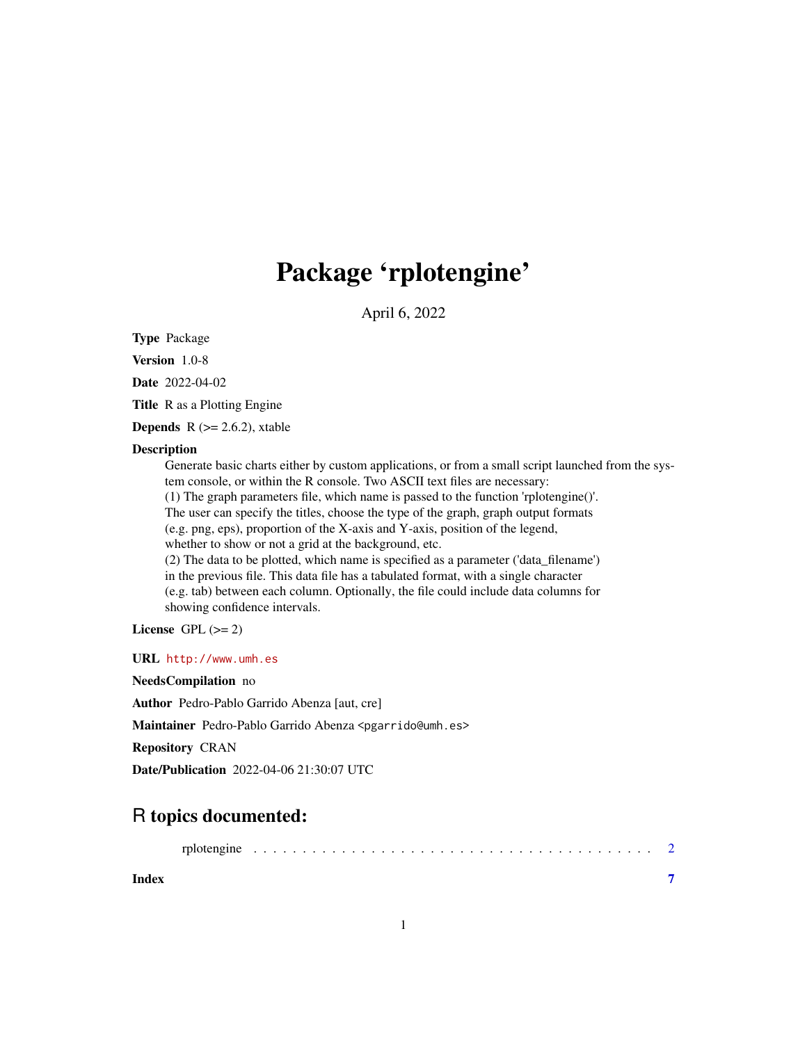# Package 'rplotengine'

April 6, 2022

**Type** Package

**Version** 1.0-8

**Date** 2022-04-02

**Title** R as a Plotting Engine

**Depends** R (>= 2.6.2), xtable

**Description**

Generate basic charts either by custom applications, or from a small script launched from the system console, or within the R console. Two ASCII text files are necessary:
(1) The graph parameters file, which name is passed to the function 'rplotengine()'.
The user can specify the titles, choose the type of the graph, graph output formats
(e.g. png, eps), proportion of the X-axis and Y-axis, position of the legend,
whether to show or not a grid at the background, etc.
(2) The data to be plotted, which name is specified as a parameter ('data_filename')
in the previous file. This data file has a tabulated format, with a single character
(e.g. tab) between each column. Optionally, the file could include data columns for
showing confidence intervals.

**License** GPL (>= 2)

**URL** http://www.umh.es

**NeedsCompilation** no

**Author** Pedro-Pablo Garrido Abenza [aut, cre]

**Maintainer** Pedro-Pablo Garrido Abenza <pgarrido@umh.es>

**Repository** CRAN

**Date/Publication** 2022-04-06 21:30:07 UTC

## R topics documented:

rplotengine . . . . . . . . . . . . . . . . . . . . . . . . . . . . . . . . . . . . . . . . 2

**Index** **7**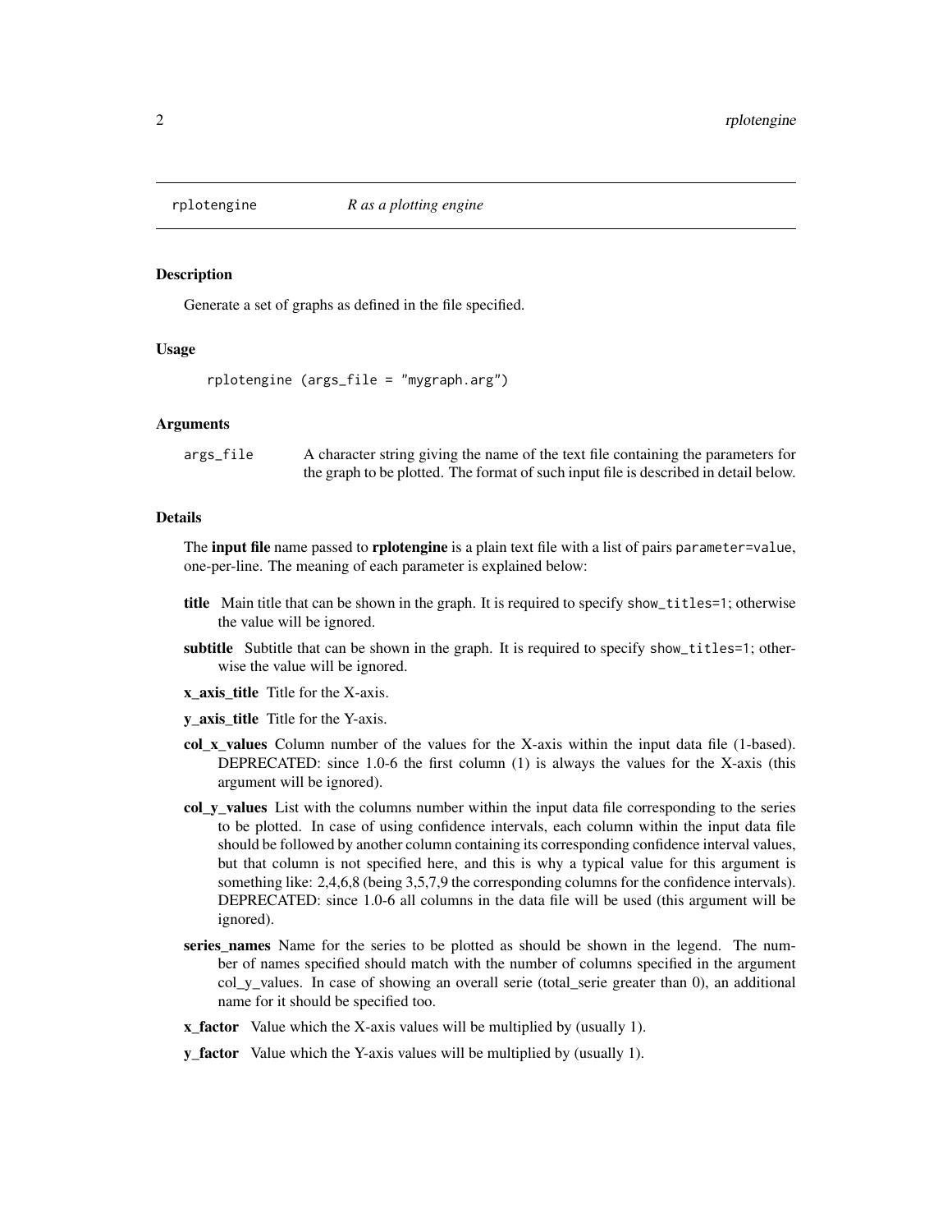rplotengine *R as a plotting engine*

## Description

Generate a set of graphs as defined in the file specified.

## Usage

```
rplotengine (args_file = "mygraph.arg")
```

## Arguments

args_file A character string giving the name of the text file containing the parameters for the graph to be plotted. The format of such input file is described in detail below.

## Details

The **input file** name passed to **rplotengine** is a plain text file with a list of pairs `parameter=value`, one-per-line. The meaning of each parameter is explained below:

- **title** Main title that can be shown in the graph. It is required to specify `show_titles=1`; otherwise the value will be ignored.
- **subtitle** Subtitle that can be shown in the graph. It is required to specify `show_titles=1`; otherwise the value will be ignored.
- **x_axis_title** Title for the X-axis.
- **y_axis_title** Title for the Y-axis.
- **col_x_values** Column number of the values for the X-axis within the input data file (1-based). DEPRECATED: since 1.0-6 the first column (1) is always the values for the X-axis (this argument will be ignored).
- **col_y_values** List with the columns number within the input data file corresponding to the series to be plotted. In case of using confidence intervals, each column within the input data file should be followed by another column containing its corresponding confidence interval values, but that column is not specified here, and this is why a typical value for this argument is something like: 2,4,6,8 (being 3,5,7,9 the corresponding columns for the confidence intervals). DEPRECATED: since 1.0-6 all columns in the data file will be used (this argument will be ignored).
- **series_names** Name for the series to be plotted as should be shown in the legend. The number of names specified should match with the number of columns specified in the argument col_y_values. In case of showing an overall serie (total_serie greater than 0), an additional name for it should be specified too.
- **x_factor** Value which the X-axis values will be multiplied by (usually 1).
- **y_factor** Value which the Y-axis values will be multiplied by (usually 1).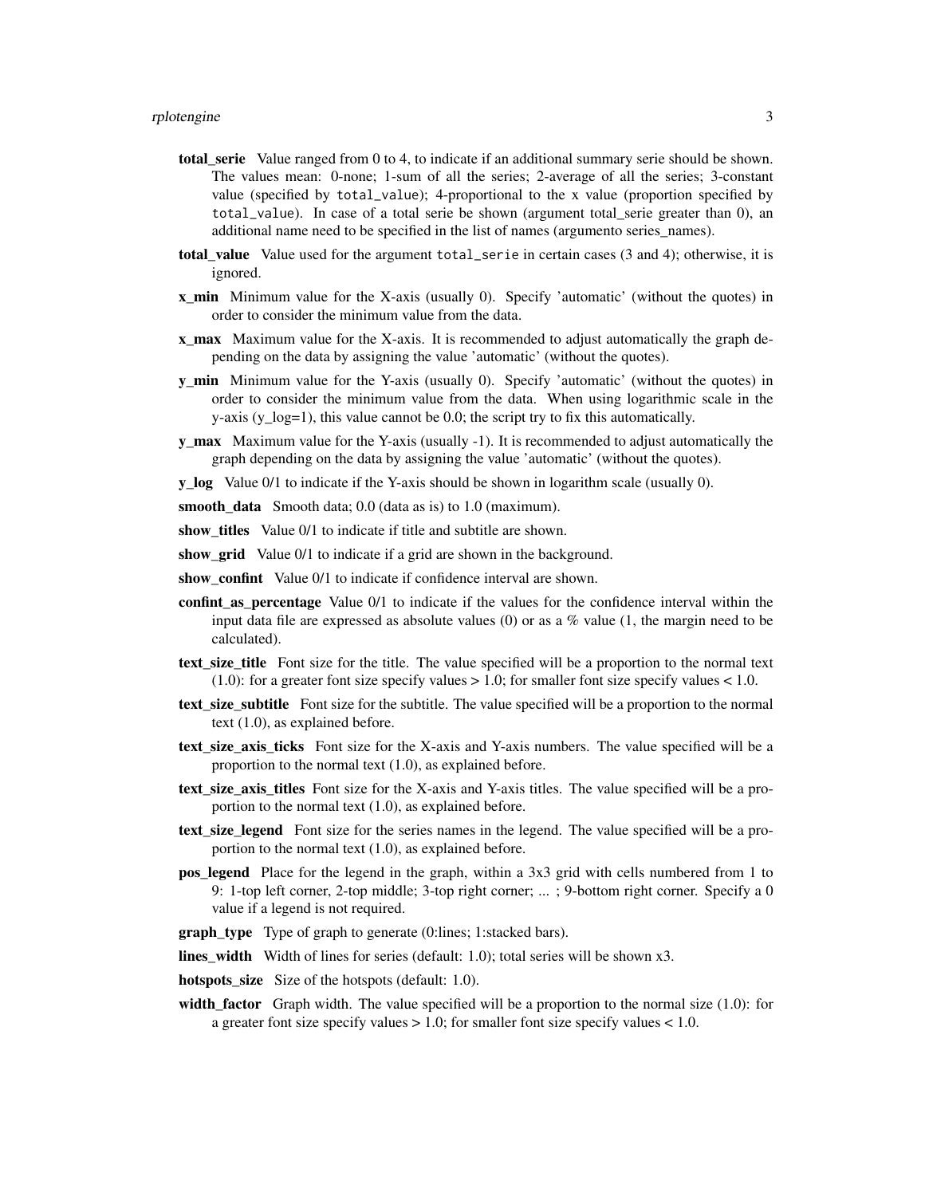**total_serie** Value ranged from 0 to 4, to indicate if an additional summary serie should be shown. The values mean: 0-none; 1-sum of all the series; 2-average of all the series; 3-constant value (specified by `total_value`); 4-proportional to the x value (proportion specified by `total_value`). In case of a total serie be shown (argument total_serie greater than 0), an additional name need to be specified in the list of names (argumento series_names).

**total_value** Value used for the argument `total_serie` in certain cases (3 and 4); otherwise, it is ignored.

**x_min** Minimum value for the X-axis (usually 0). Specify 'automatic' (without the quotes) in order to consider the minimum value from the data.

**x_max** Maximum value for the X-axis. It is recommended to adjust automatically the graph depending on the data by assigning the value 'automatic' (without the quotes).

**y_min** Minimum value for the Y-axis (usually 0). Specify 'automatic' (without the quotes) in order to consider the minimum value from the data. When using logarithmic scale in the y-axis (y_log=1), this value cannot be 0.0; the script try to fix this automatically.

**y_max** Maximum value for the Y-axis (usually -1). It is recommended to adjust automatically the graph depending on the data by assigning the value 'automatic' (without the quotes).

**y_log** Value 0/1 to indicate if the Y-axis should be shown in logarithm scale (usually 0).

**smooth_data** Smooth data; 0.0 (data as is) to 1.0 (maximum).

**show_titles** Value 0/1 to indicate if title and subtitle are shown.

**show_grid** Value 0/1 to indicate if a grid are shown in the background.

**show_confint** Value 0/1 to indicate if confidence interval are shown.

**confint_as_percentage** Value 0/1 to indicate if the values for the confidence interval within the input data file are expressed as absolute values (0) or as a % value (1, the margin need to be calculated).

**text_size_title** Font size for the title. The value specified will be a proportion to the normal text (1.0): for a greater font size specify values > 1.0; for smaller font size specify values < 1.0.

**text_size_subtitle** Font size for the subtitle. The value specified will be a proportion to the normal text (1.0), as explained before.

**text_size_axis_ticks** Font size for the X-axis and Y-axis numbers. The value specified will be a proportion to the normal text (1.0), as explained before.

**text_size_axis_titles** Font size for the X-axis and Y-axis titles. The value specified will be a proportion to the normal text (1.0), as explained before.

**text_size_legend** Font size for the series names in the legend. The value specified will be a proportion to the normal text (1.0), as explained before.

**pos_legend** Place for the legend in the graph, within a 3x3 grid with cells numbered from 1 to 9: 1-top left corner, 2-top middle; 3-top right corner; ... ; 9-bottom right corner. Specify a 0 value if a legend is not required.

**graph_type** Type of graph to generate (0:lines; 1:stacked bars).

**lines_width** Width of lines for series (default: 1.0); total series will be shown x3.

**hotspots_size** Size of the hotspots (default: 1.0).

**width_factor** Graph width. The value specified will be a proportion to the normal size (1.0): for a greater font size specify values > 1.0; for smaller font size specify values < 1.0.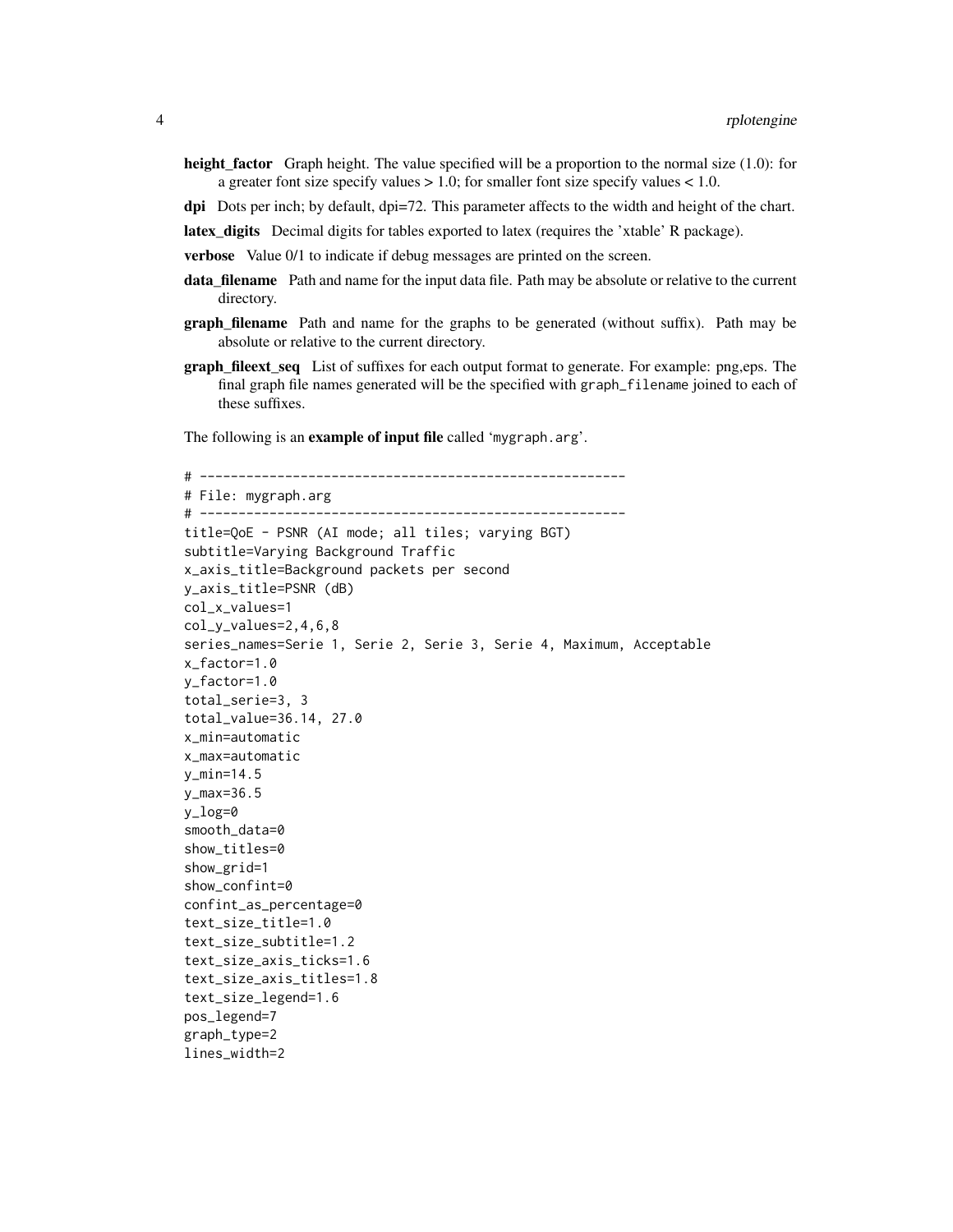**height_factor** Graph height. The value specified will be a proportion to the normal size (1.0): for a greater font size specify values > 1.0; for smaller font size specify values < 1.0.

**dpi** Dots per inch; by default, dpi=72. This parameter affects to the width and height of the chart.

**latex_digits** Decimal digits for tables exported to latex (requires the 'xtable' R package).

**verbose** Value 0/1 to indicate if debug messages are printed on the screen.

**data_filename** Path and name for the input data file. Path may be absolute or relative to the current directory.

**graph_filename** Path and name for the graphs to be generated (without suffix). Path may be absolute or relative to the current directory.

**graph_fileext_seq** List of suffixes for each output format to generate. For example: png,eps. The final graph file names generated will be the specified with `graph_filename` joined to each of these suffixes.

The following is an **example of input file** called '`mygraph.arg`'.

```
# -------------------------------------------------------
# File: mygraph.arg
# -------------------------------------------------------
title=QoE - PSNR (AI mode; all tiles; varying BGT)
subtitle=Varying Background Traffic
x_axis_title=Background packets per second
y_axis_title=PSNR (dB)
col_x_values=1
col_y_values=2,4,6,8
series_names=Serie 1, Serie 2, Serie 3, Serie 4, Maximum, Acceptable
x_factor=1.0
y_factor=1.0
total_serie=3, 3
total_value=36.14, 27.0
x_min=automatic
x_max=automatic
y_min=14.5
y_max=36.5
y_log=0
smooth_data=0
show_titles=0
show_grid=1
show_confint=0
confint_as_percentage=0
text_size_title=1.0
text_size_subtitle=1.2
text_size_axis_ticks=1.6
text_size_axis_titles=1.8
text_size_legend=1.6
pos_legend=7
graph_type=2
lines_width=2
```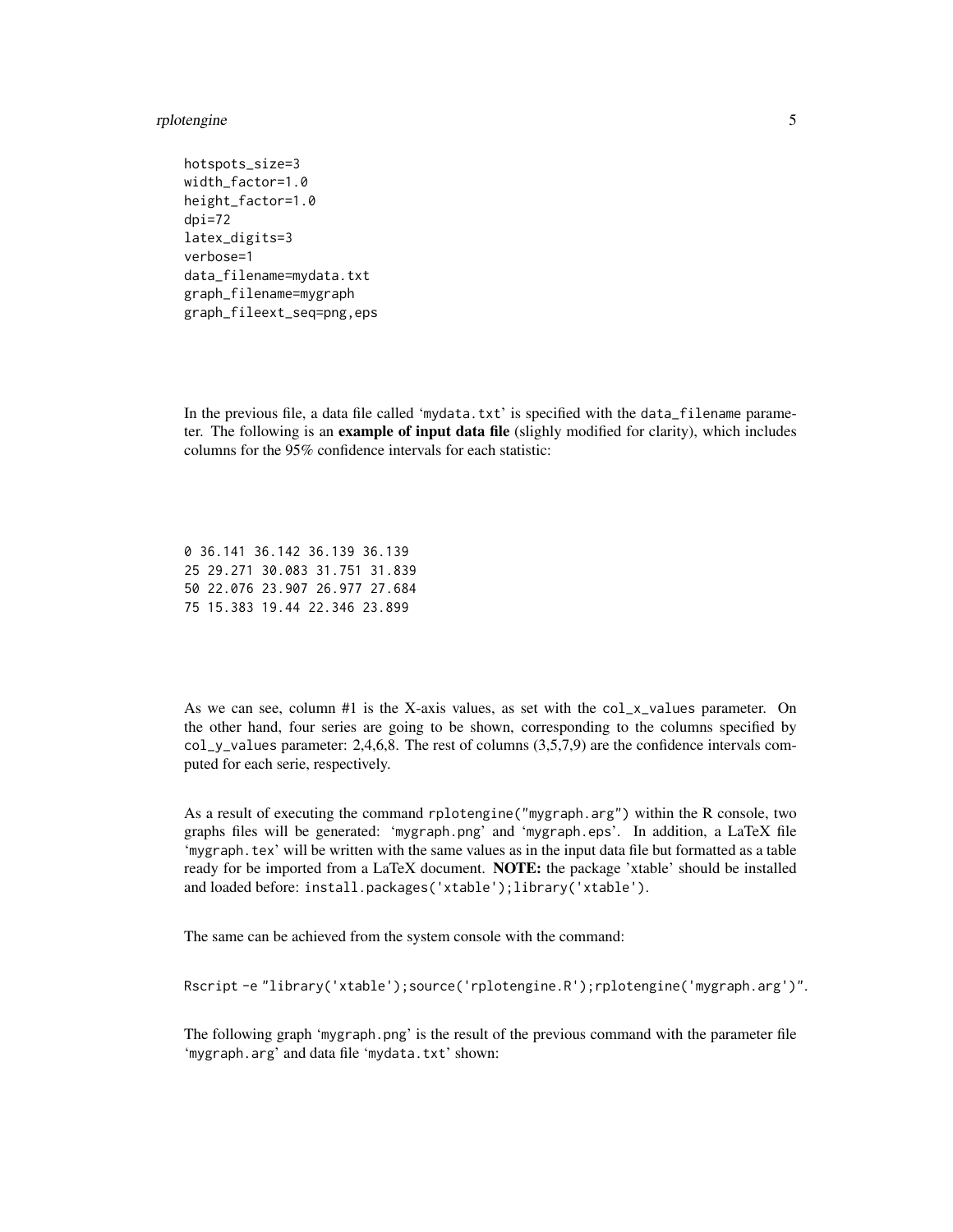```
hotspots_size=3
width_factor=1.0
height_factor=1.0
dpi=72
latex_digits=3
verbose=1
data_filename=mydata.txt
graph_filename=mygraph
graph_fileext_seq=png,eps
```

In the previous file, a data file called 'mydata.txt' is specified with the data_filename parameter. The following is an **example of input data file** (slighly modified for clarity), which includes columns for the 95% confidence intervals for each statistic:

```
0 36.141 36.142 36.139 36.139
25 29.271 30.083 31.751 31.839
50 22.076 23.907 26.977 27.684
75 15.383 19.44 22.346 23.899
```

As we can see, column #1 is the X-axis values, as set with the col_x_values parameter. On the other hand, four series are going to be shown, corresponding to the columns specified by col_y_values parameter: 2,4,6,8. The rest of columns (3,5,7,9) are the confidence intervals computed for each serie, respectively.

As a result of executing the command rplotengine("mygraph.arg") within the R console, two graphs files will be generated: 'mygraph.png' and 'mygraph.eps'. In addition, a LaTeX file 'mygraph.tex' will be written with the same values as in the input data file but formatted as a table ready for be imported from a LaTeX document. **NOTE:** the package 'xtable' should be installed and loaded before: install.packages('xtable');library('xtable').

The same can be achieved from the system console with the command:

```
Rscript -e "library('xtable');source('rplotengine.R');rplotengine('mygraph.arg')".
```

The following graph 'mygraph.png' is the result of the previous command with the parameter file 'mygraph.arg' and data file 'mydata.txt' shown: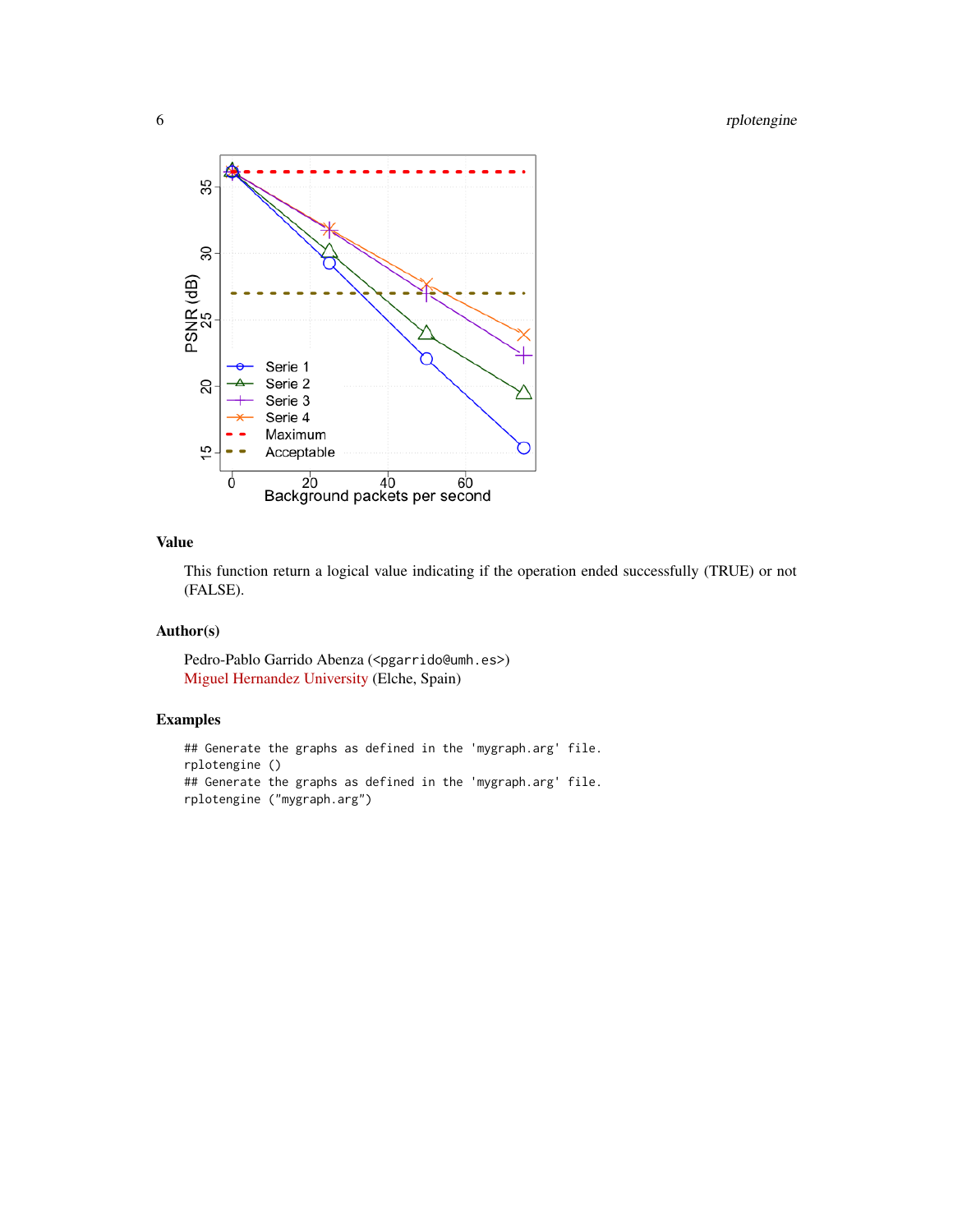## Value

This function return a logical value indicating if the operation ended successfully (TRUE) or not (FALSE).

## Author(s)

Pedro-Pablo Garrido Abenza (<pgarrido@umh.es>)
Miguel Hernandez University (Elche, Spain)

## Examples

```
## Generate the graphs as defined in the 'mygraph.arg' file.
rplotengine ()
## Generate the graphs as defined in the 'mygraph.arg' file.
rplotengine ("mygraph.arg")
```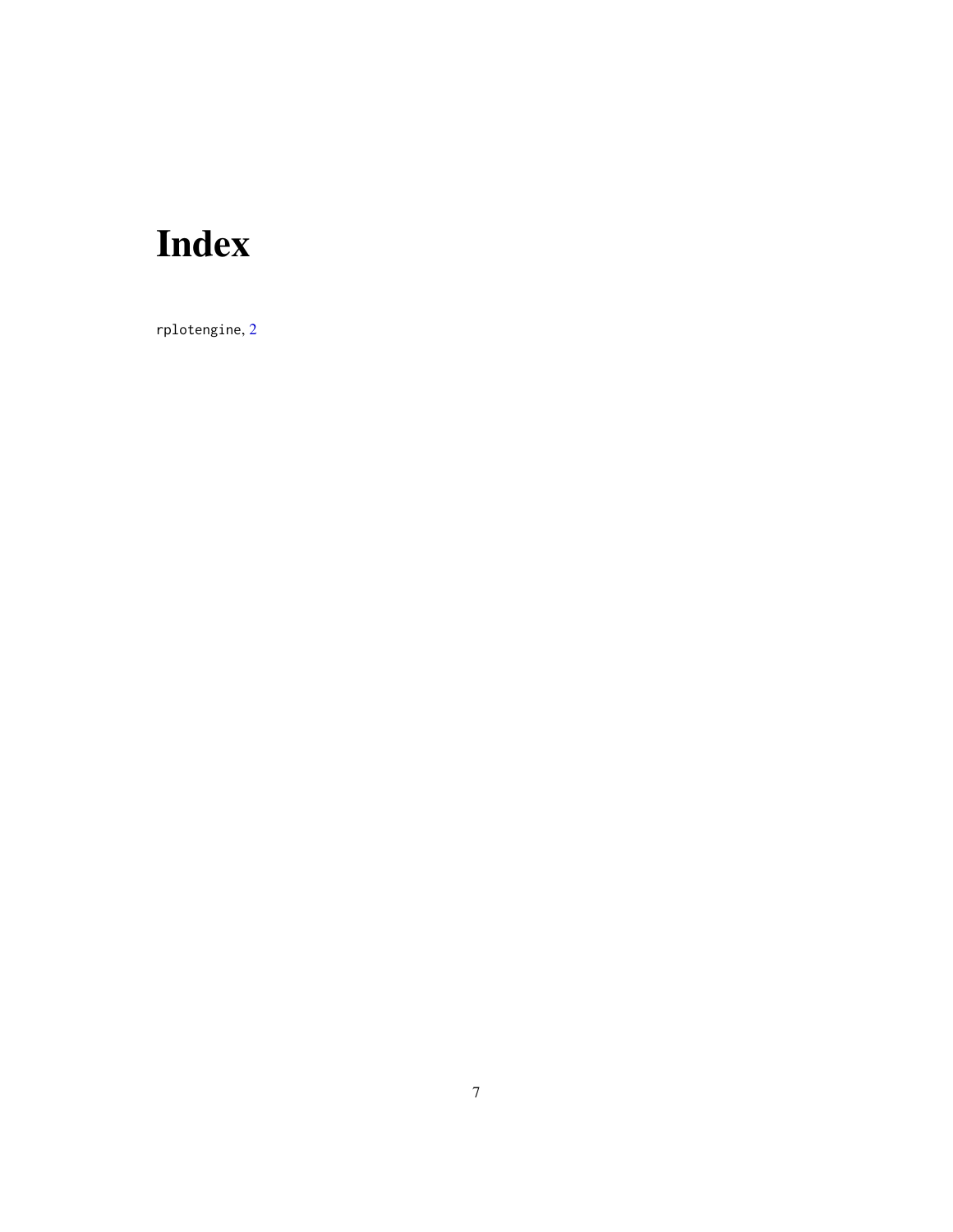# Index

rplotengine, 2